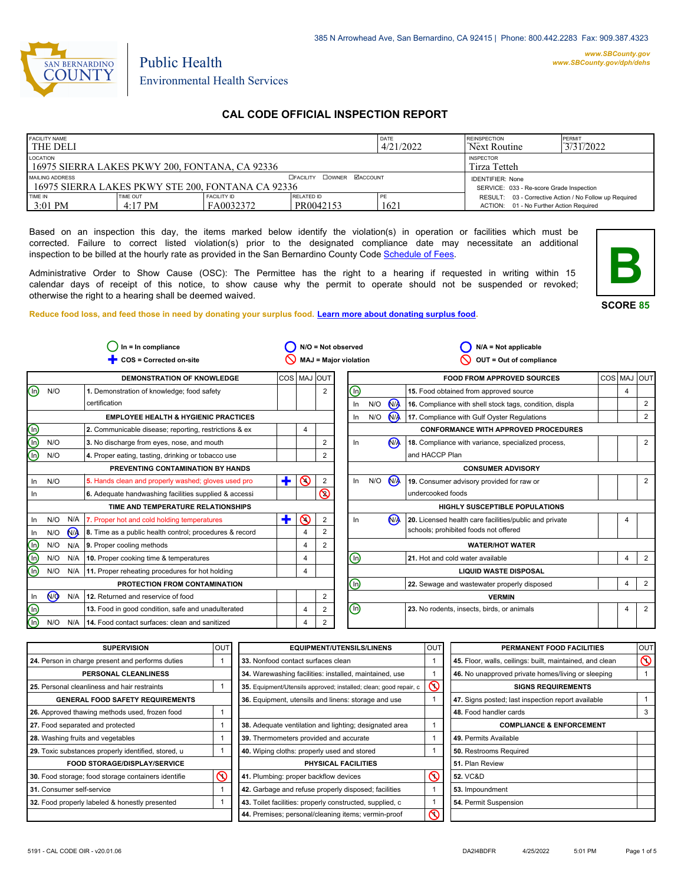385 N Arrowhead Ave, San Bernardino, CA 92415 | Phone: 800.442.2283 Fax: 909.387.4323

www.SBCounty.gov
www.SBCounty.gov/dph/dehs

SAN BERNARDINO COUNTY

Public Health
Environmental Health Services

# CAL CODE OFFICIAL INSPECTION REPORT

| FACILITY NAME | | | | DATE | REINSPECTION | PERMIT |
|---|---|---|---|---|---|---|
| THE DELI | | | | 4/21/2022 | Next Routine | 3/31/2022 |
| LOCATION | | | | | INSPECTOR | |
| 16975 SIERRA LAKES PKWY 200, FONTANA, CA 92336 | | | | | Tirza Tetteh | |
| MAILING ADDRESS ☐FACILITY ☐OWNER ☑ACCOUNT | | | | | IDENTIFIER: None | |
| 16975 SIERRA LAKES PKWY STE 200, FONTANA CA 92336 | | | | | SERVICE: 033 - Re-score Grade Inspection | |
| TIME IN | TIME OUT | FACILITY ID | RELATED ID | PE | RESULT: 03 - Corrective Action / No Follow up Required | |
| 3:01 PM | 4:17 PM | FA0032372 | PR0042153 | 1621 | ACTION: 01 - No Further Action Required | |

Based on an inspection this day, the items marked below identify the violation(s) in operation or facilities which must be corrected. Failure to correct listed violation(s) prior to the designated compliance date may necessitate an additional inspection to be billed at the hourly rate as provided in the San Bernardino County Code Schedule of Fees.

Administrative Order to Show Cause (OSC): The Permittee has the right to a hearing if requested in writing within 15 calendar days of receipt of this notice, to show cause why the permit to operate should not be suspended or revoked; otherwise the right to a hearing shall be deemed waived.

**B**

**SCORE 85**

**Reduce food loss, and feed those in need by donating your surplus food. Learn more about donating surplus food.**

In = In compliance | N/O = Not observed | N/A = Not applicable
COS = Corrected on-site | MAJ = Major violation | OUT = Out of compliance

| | | | DEMONSTRATION OF KNOWLEDGE | COS | MAJ | OUT |
|---|---|---|---|---|---|---|
| (In) | N/O | | 1. Demonstration of knowledge; food safety certification | | | 2 |
| | | | **EMPLOYEE HEALTH & HYGIENIC PRACTICES** | | | |
| (In) | | | 2. Communicable disease; reporting, restrictions & ex | | 4 | |
| (In) | N/O | | 3. No discharge from eyes, nose, and mouth | | | 2 |
| (In) | N/O | | 4. Proper eating, tasting, drinking or tobacco use | | | 2 |
| | | | **PREVENTING CONTAMINATION BY HANDS** | | | |
| In | N/O | | 5. Hands clean and properly washed; gloves used pro | ✚ | (4) MAJ | 2 |
| In | | | 6. Adequate handwashing facilities supplied & accessi | | | (2) OUT |
| | | | **TIME AND TEMPERATURE RELATIONSHIPS** | | | |
| In | N/O | N/A | 7. Proper hot and cold holding temperatures | ✚ | (4) MAJ | 2 |
| In | N/O | (N/A) | 8. Time as a public health control; procedures & record | | 4 | 2 |
| (In) | N/O | N/A | 9. Proper cooling methods | | 4 | 2 |
| (In) | N/O | N/A | 10. Proper cooking time & temperatures | | 4 | |
| (In) | N/O | N/A | 11. Proper reheating procedures for hot holding | | 4 | |
| | | | **PROTECTION FROM CONTAMINATION** | | | |
| In | (N/O) | N/A | 12. Returned and reservice of food | | | 2 |
| (In) | | | 13. Food in good condition, safe and unadulterated | | 4 | 2 |
| (In) | N/O | N/A | 14. Food contact surfaces: clean and sanitized | | 4 | 2 |

| | | | FOOD FROM APPROVED SOURCES | COS | MAJ | OUT |
|---|---|---|---|---|---|---|
| (In) | | | 15. Food obtained from approved source | | 4 | |
| In | N/O | (N/A) | 16. Compliance with shell stock tags, condition, displa | | | 2 |
| In | N/O | (N/A) | 17. Compliance with Gulf Oyster Regulations | | | 2 |
| | | | **CONFORMANCE WITH APPROVED PROCEDURES** | | | |
| In | | (N/A) | 18. Compliance with variance, specialized process, and HACCP Plan | | | 2 |
| | | | **CONSUMER ADVISORY** | | | |
| In | N/O | (N/A) | 19. Consumer advisory provided for raw or undercooked foods | | | 2 |
| | | | **HIGHLY SUSCEPTIBLE POPULATIONS** | | | |
| In | | (N/A) | 20. Licensed health care facilities/public and private schools; prohibited foods not offered | | 4 | |
| | | | **WATER/HOT WATER** | | | |
| (In) | | | 21. Hot and cold water available | | 4 | 2 |
| | | | **LIQUID WASTE DISPOSAL** | | | |
| (In) | | | 22. Sewage and wastewater properly disposed | | 4 | 2 |
| | | | **VERMIN** | | | |
| (In) | | | 23. No rodents, insects, birds, or animals | | 4 | 2 |

| SUPERVISION | OUT |
|---|---|
| 24. Person in charge present and performs duties | 1 |
| **PERSONAL CLEANLINESS** | |
| 25. Personal cleanliness and hair restraints | 1 |
| **GENERAL FOOD SAFETY REQUIREMENTS** | |
| 26. Approved thawing methods used, frozen food | 1 |
| 27. Food separated and protected | 1 |
| 28. Washing fruits and vegetables | 1 |
| 29. Toxic substances properly identified, stored, u | 1 |
| **FOOD STORAGE/DISPLAY/SERVICE** | |
| 30. Food storage; food storage containers identifie | (OUT) |
| 31. Consumer self-service | 1 |
| 32. Food properly labeled & honestly presented | 1 |

| EQUIPMENT/UTENSILS/LINENS | OUT |
|---|---|
| 33. Nonfood contact surfaces clean | 1 |
| 34. Warewashing facilities: installed, maintained, use | 1 |
| 35. Equipment/Utensils approved; installed; clean; good repair, c | (OUT) |
| 36. Equipment, utensils and linens: storage and use | 1 |
| 38. Adequate ventilation and lighting; designated area | 1 |
| 39. Thermometers provided and accurate | 1 |
| 40. Wiping cloths: properly used and stored | 1 |
| **PHYSICAL FACILITIES** | |
| 41. Plumbing: proper backflow devices | (OUT) |
| 42. Garbage and refuse properly disposed; facilities | 1 |
| 43. Toilet facilities: properly constructed, supplied, c | 1 |
| 44. Premises; personal/cleaning items; vermin-proof | (OUT) |

| PERMANENT FOOD FACILITIES | OUT |
|---|---|
| 45. Floor, walls, ceilings: built, maintained, and clean | (OUT) |
| 46. No unapproved private homes/living or sleeping | 1 |
| **SIGNS REQUIREMENTS** | |
| 47. Signs posted; last inspection report available | 1 |
| 48. Food handler cards | 3 |
| **COMPLIANCE & ENFORCEMENT** | |
| 49. Permits Available | |
| 50. Restrooms Required | |
| 51. Plan Review | |
| 52. VC&D | |
| 53. Impoundment | |
| 54. Permit Suspension | |

5191 - CAL CODE OIR - v20.01.06 DA2I4BDFR 4/25/2022 5:01 PM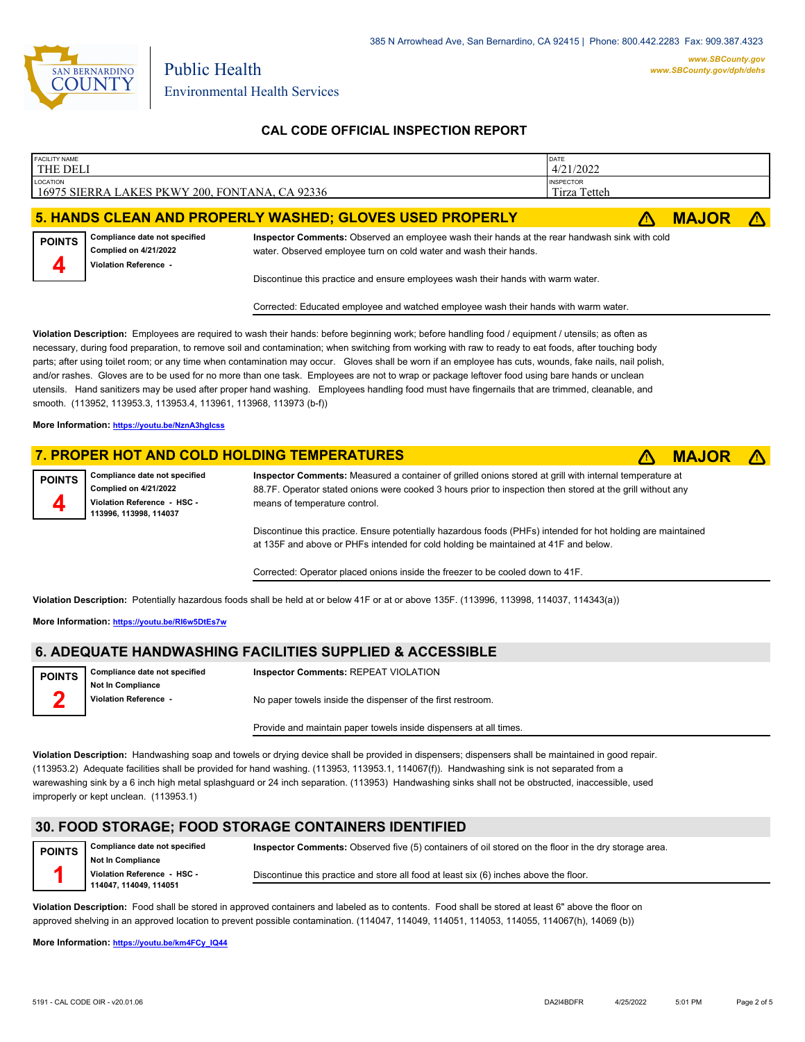385 N Arrowhead Ave, San Bernardino, CA 92415 | Phone: 800.442.2283 Fax: 909.387.4323

www.SBCounty.gov
www.SBCounty.gov/dph/dehs

Public Health
Environmental Health Services

## CAL CODE OFFICIAL INSPECTION REPORT

| FACILITY NAME | DATE |
|---|---|
| THE DELI | 4/21/2022 |
| **LOCATION** | **INSPECTOR** |
| 16975 SIERRA LAKES PKWY 200, FONTANA, CA 92336 | Tirza Tetteh |

### 5. HANDS CLEAN AND PROPERLY WASHED; GLOVES USED PROPERLY — ⚠ MAJOR ⚠

**POINTS 4**

**Compliance date not specified**
**Complied on 4/21/2022**
**Violation Reference -**

**Inspector Comments:** Observed an employee wash their hands at the rear handwash sink with cold water. Observed employee turn on cold water and wash their hands.

Discontinue this practice and ensure employees wash their hands with warm water.

Corrected: Educated employee and watched employee wash their hands with warm water.

**Violation Description:** Employees are required to wash their hands: before beginning work; before handling food / equipment / utensils; as often as necessary, during food preparation, to remove soil and contamination; when switching from working with raw to ready to eat foods, after touching body parts; after using toilet room; or any time when contamination may occur. Gloves shall be worn if an employee has cuts, wounds, fake nails, nail polish, and/or rashes. Gloves are to be used for no more than one task. Employees are not to wrap or package leftover food using bare hands or unclean utensils. Hand sanitizers may be used after proper hand washing. Employees handling food must have fingernails that are trimmed, cleanable, and smooth. (113952, 113953.3, 113953.4, 113961, 113968, 113973 (b-f))

**More Information:** https://youtu.be/NznA3hglcss

### 7. PROPER HOT AND COLD HOLDING TEMPERATURES — ⚠ MAJOR ⚠

**POINTS 4**

**Compliance date not specified**
**Complied on 4/21/2022**
**Violation Reference - HSC - 113996, 113998, 114037**

**Inspector Comments:** Measured a container of grilled onions stored at grill with internal temperature at 88.7F. Operator stated onions were cooked 3 hours prior to inspection then stored at the grill without any means of temperature control.

Discontinue this practice. Ensure potentially hazardous foods (PHFs) intended for hot holding are maintained at 135F and above or PHFs intended for cold holding be maintained at 41F and below.

Corrected: Operator placed onions inside the freezer to be cooled down to 41F.

**Violation Description:** Potentially hazardous foods shall be held at or below 41F or at or above 135F. (113996, 113998, 114037, 114343(a))

**More Information:** https://youtu.be/RI6w5DtEs7w

### 6. ADEQUATE HANDWASHING FACILITIES SUPPLIED & ACCESSIBLE

**POINTS 2**

**Compliance date not specified**
**Not In Compliance**
**Violation Reference -**

**Inspector Comments:** REPEAT VIOLATION

No paper towels inside the dispenser of the first restroom.

Provide and maintain paper towels inside dispensers at all times.

**Violation Description:** Handwashing soap and towels or drying device shall be provided in dispensers; dispensers shall be maintained in good repair. (113953.2) Adequate facilities shall be provided for hand washing. (113953, 113953.1, 114067(f)). Handwashing sink is not separated from a warewashing sink by a 6 inch high metal splashguard or 24 inch separation. (113953) Handwashing sinks shall not be obstructed, inaccessible, used improperly or kept unclean. (113953.1)

### 30. FOOD STORAGE; FOOD STORAGE CONTAINERS IDENTIFIED

**POINTS 1**

**Compliance date not specified**
**Not In Compliance**
**Violation Reference - HSC - 114047, 114049, 114051**

**Inspector Comments:** Observed five (5) containers of oil stored on the floor in the dry storage area.

Discontinue this practice and store all food at least six (6) inches above the floor.

**Violation Description:** Food shall be stored in approved containers and labeled as to contents. Food shall be stored at least 6" above the floor on approved shelving in an approved location to prevent possible contamination. (114047, 114049, 114051, 114053, 114055, 114067(h), 14069 (b))

**More Information:** https://youtu.be/km4FCy_IQ44

5191 - CAL CODE OIR - v20.01.06 DA2I4BDFR 4/25/2022 5:01 PM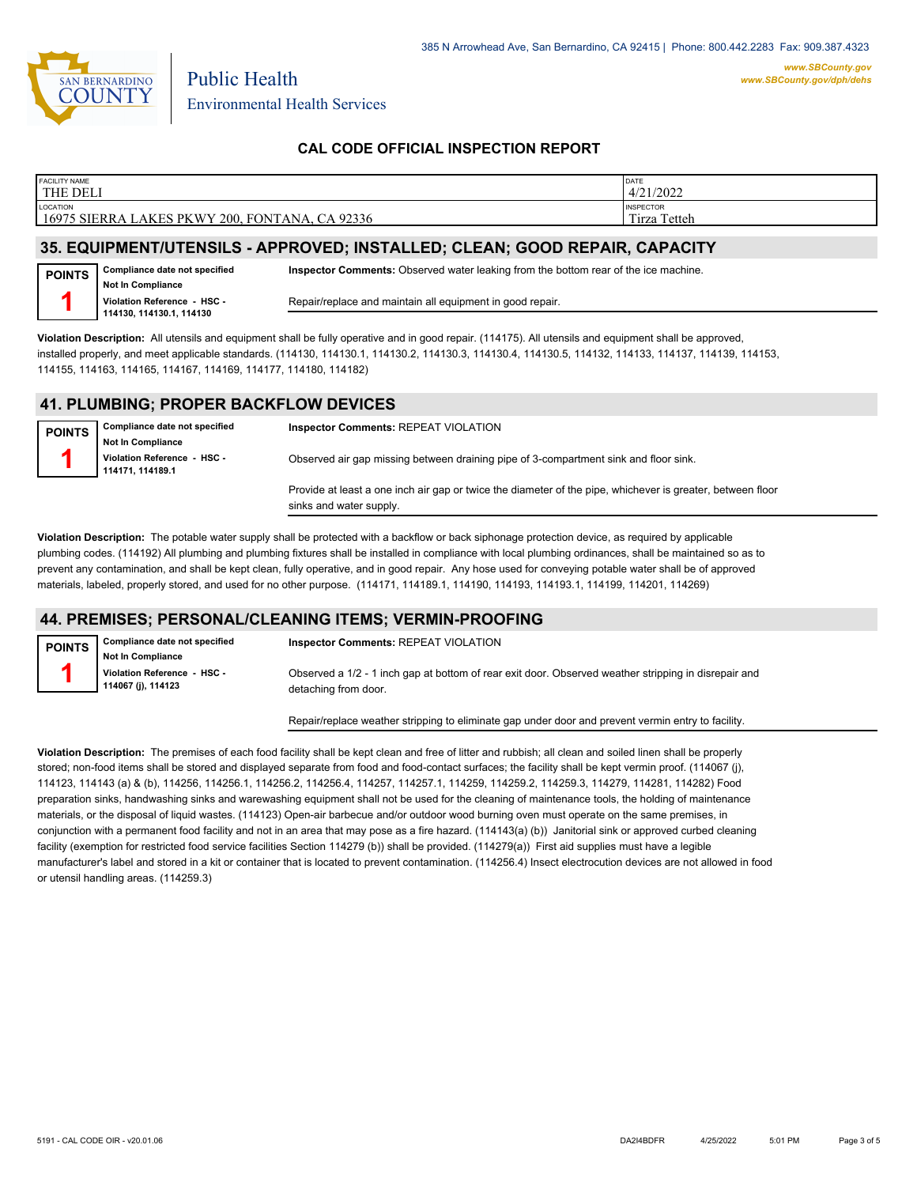385 N Arrowhead Ave, San Bernardino, CA 92415 | Phone: 800.442.2283 Fax: 909.387.4323

**www.SBCounty.gov**
**www.SBCounty.gov/dph/dehs**

Public Health
Environmental Health Services

## CAL CODE OFFICIAL INSPECTION REPORT

| FACILITY NAME | DATE |
|---|---|
| THE DELI | 4/21/2022 |
| **LOCATION** | **INSPECTOR** |
| 16975 SIERRA LAKES PKWY 200, FONTANA, CA 92336 | Tirza Tetteh |

## 35. EQUIPMENT/UTENSILS - APPROVED; INSTALLED; CLEAN; GOOD REPAIR, CAPACITY

**POINTS** 1

**Compliance date not specified**
**Not In Compliance**
**Violation Reference - HSC - 114130, 114130.1, 114130**

**Inspector Comments:** Observed water leaking from the bottom rear of the ice machine.

Repair/replace and maintain all equipment in good repair.

**Violation Description:** All utensils and equipment shall be fully operative and in good repair. (114175). All utensils and equipment shall be approved, installed properly, and meet applicable standards. (114130, 114130.1, 114130.2, 114130.3, 114130.4, 114130.5, 114132, 114133, 114137, 114139, 114153, 114155, 114163, 114165, 114167, 114169, 114177, 114180, 114182)

## 41. PLUMBING; PROPER BACKFLOW DEVICES

**POINTS** 1

**Compliance date not specified**
**Not In Compliance**
**Violation Reference - HSC - 114171, 114189.1**

**Inspector Comments:** REPEAT VIOLATION

Observed air gap missing between draining pipe of 3-compartment sink and floor sink.

Provide at least a one inch air gap or twice the diameter of the pipe, whichever is greater, between floor sinks and water supply.

**Violation Description:** The potable water supply shall be protected with a backflow or back siphonage protection device, as required by applicable plumbing codes. (114192) All plumbing and plumbing fixtures shall be installed in compliance with local plumbing ordinances, shall be maintained so as to prevent any contamination, and shall be kept clean, fully operative, and in good repair. Any hose used for conveying potable water shall be of approved materials, labeled, properly stored, and used for no other purpose. (114171, 114189.1, 114190, 114193, 114193.1, 114199, 114201, 114269)

## 44. PREMISES; PERSONAL/CLEANING ITEMS; VERMIN-PROOFING

**POINTS** 1

**Compliance date not specified**
**Not In Compliance**
**Violation Reference - HSC - 114067 (j), 114123**

**Inspector Comments:** REPEAT VIOLATION

Observed a 1/2 - 1 inch gap at bottom of rear exit door. Observed weather stripping in disrepair and detaching from door.

Repair/replace weather stripping to eliminate gap under door and prevent vermin entry to facility.

**Violation Description:** The premises of each food facility shall be kept clean and free of litter and rubbish; all clean and soiled linen shall be properly stored; non-food items shall be stored and displayed separate from food and food-contact surfaces; the facility shall be kept vermin proof. (114067 (j), 114123, 114143 (a) & (b), 114256, 114256.1, 114256.2, 114256.4, 114257, 114257.1, 114259, 114259.2, 114259.3, 114279, 114281, 114282) Food preparation sinks, handwashing sinks and warewashing equipment shall not be used for the cleaning of maintenance tools, the holding of maintenance materials, or the disposal of liquid wastes. (114123) Open-air barbecue and/or outdoor wood burning oven must operate on the same premises, in conjunction with a permanent food facility and not in an area that may pose as a fire hazard. (114143(a) (b)) Janitorial sink or approved curbed cleaning facility (exemption for restricted food service facilities Section 114279 (b)) shall be provided. (114279(a)) First aid supplies must have a legible manufacturer's label and stored in a kit or container that is located to prevent contamination. (114256.4) Insect electrocution devices are not allowed in food or utensil handling areas. (114259.3)

5191 - CAL CODE OIR - v20.01.06 DA2I4BDFR 4/25/2022 5:01 PM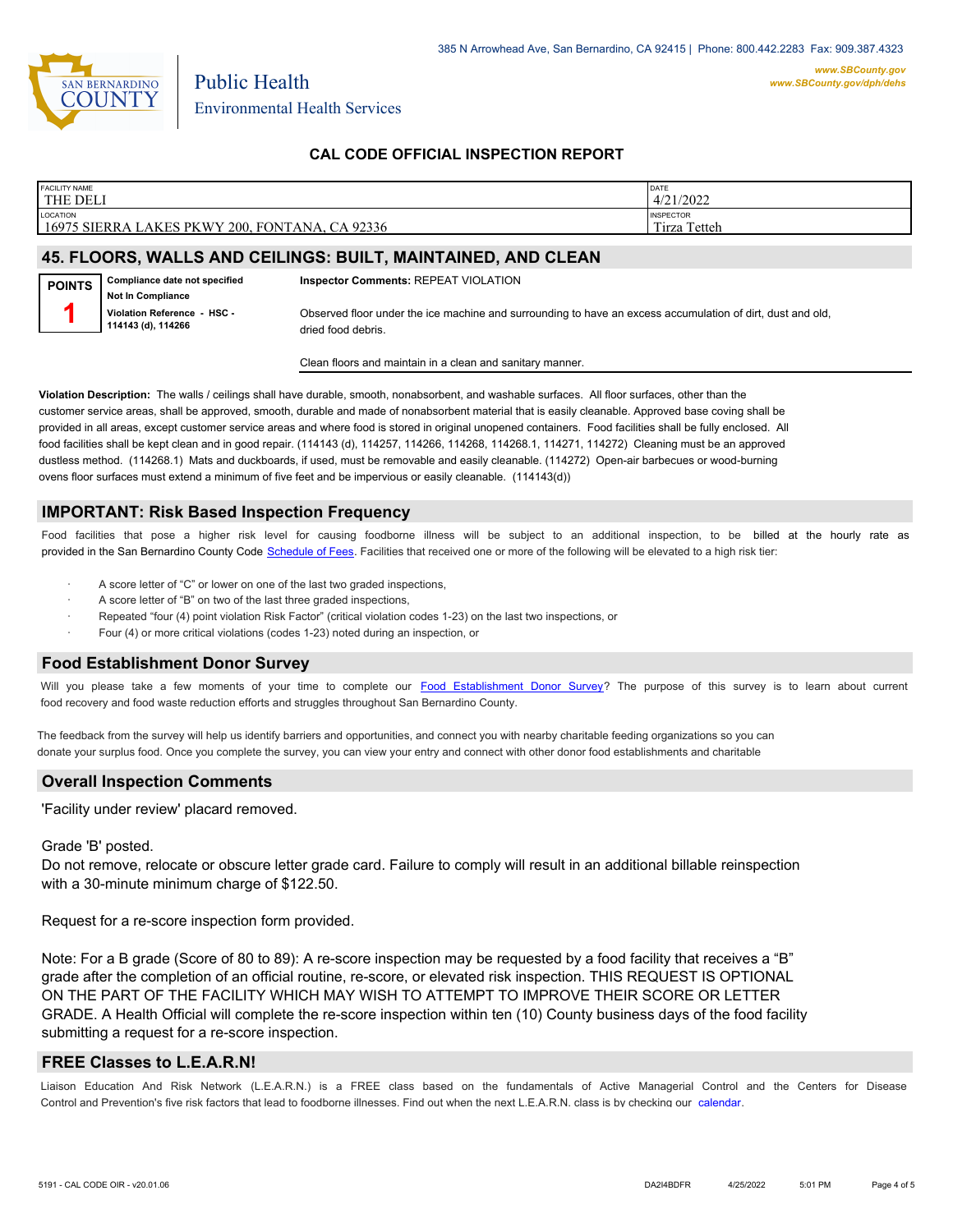Public Health
Environmental Health Services

385 N Arrowhead Ave, San Bernardino, CA 92415 | Phone: 800.442.2283 Fax: 909.387.4323
www.SBCounty.gov
www.SBCounty.gov/dph/dehs

## CAL CODE OFFICIAL INSPECTION REPORT

| FACILITY NAME | DATE |
|---|---|
| THE DELI | 4/21/2022 |
| **LOCATION** | **INSPECTOR** |
| 16975 SIERRA LAKES PKWY 200, FONTANA, CA 92336 | Tirza Tetteh |

## 45. FLOORS, WALLS AND CEILINGS: BUILT, MAINTAINED, AND CLEAN

**POINTS** 1

**Compliance date not specified**
**Not In Compliance**
**Violation Reference - HSC - 114143 (d), 114266**

**Inspector Comments:** REPEAT VIOLATION

Observed floor under the ice machine and surrounding to have an excess accumulation of dirt, dust and old, dried food debris.

Clean floors and maintain in a clean and sanitary manner.

**Violation Description:** The walls / ceilings shall have durable, smooth, nonabsorbent, and washable surfaces. All floor surfaces, other than the customer service areas, shall be approved, smooth, durable and made of nonabsorbent material that is easily cleanable. Approved base coving shall be provided in all areas, except customer service areas and where food is stored in original unopened containers. Food facilities shall be fully enclosed. All food facilities shall be kept clean and in good repair. (114143 (d), 114257, 114266, 114268, 114268.1, 114271, 114272) Cleaning must be an approved dustless method. (114268.1) Mats and duckboards, if used, must be removable and easily cleanable. (114272) Open-air barbecues or wood-burning ovens floor surfaces must extend a minimum of five feet and be impervious or easily cleanable. (114143(d))

## IMPORTANT: Risk Based Inspection Frequency

Food facilities that pose a higher risk level for causing foodborne illness will be subject to an additional inspection, to be billed at the hourly rate as provided in the San Bernardino County Code Schedule of Fees. Facilities that received one or more of the following will be elevated to a high risk tier:

- A score letter of "C" or lower on one of the last two graded inspections,
- A score letter of "B" on two of the last three graded inspections,
- Repeated "four (4) point violation Risk Factor" (critical violation codes 1-23) on the last two inspections, or
- Four (4) or more critical violations (codes 1-23) noted during an inspection, or

## Food Establishment Donor Survey

Will you please take a few moments of your time to complete our Food Establishment Donor Survey? The purpose of this survey is to learn about current food recovery and food waste reduction efforts and struggles throughout San Bernardino County.

The feedback from the survey will help us identify barriers and opportunities, and connect you with nearby charitable feeding organizations so you can donate your surplus food. Once you complete the survey, you can view your entry and connect with other donor food establishments and charitable

## Overall Inspection Comments

'Facility under review' placard removed.

Grade 'B' posted.
Do not remove, relocate or obscure letter grade card. Failure to comply will result in an additional billable reinspection with a 30-minute minimum charge of $122.50.

Request for a re-score inspection form provided.

Note: For a B grade (Score of 80 to 89): A re-score inspection may be requested by a food facility that receives a "B" grade after the completion of an official routine, re-score, or elevated risk inspection. THIS REQUEST IS OPTIONAL ON THE PART OF THE FACILITY WHICH MAY WISH TO ATTEMPT TO IMPROVE THEIR SCORE OR LETTER GRADE. A Health Official will complete the re-score inspection within ten (10) County business days of the food facility submitting a request for a re-score inspection.

## FREE Classes to L.E.A.R.N!

Liaison Education And Risk Network (L.E.A.R.N.) is a FREE class based on the fundamentals of Active Managerial Control and the Centers for Disease Control and Prevention's five risk factors that lead to foodborne illnesses. Find out when the next L.E.A.R.N. class is by checking our calendar.

5191 - CAL CODE OIR - v20.01.06 DA2I4BDFR 4/25/2022 5:01 PM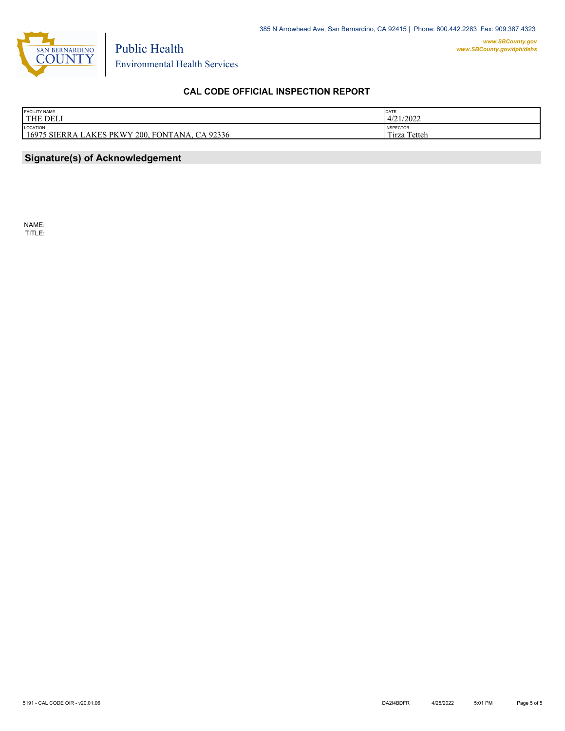385 N Arrowhead Ave, San Bernardino, CA 92415 | Phone: 800.442.2283 Fax: 909.387.4323

Public Health
Environmental Health Services

*www.SBCounty.gov*
*www.SBCounty.gov/dph/dehs*

### CAL CODE OFFICIAL INSPECTION REPORT

| | |
|---|---|
| FACILITY NAME<br>THE DELI | DATE<br>4/21/2022 |
| LOCATION<br>16975 SIERRA LAKES PKWY 200, FONTANA, CA 92336 | INSPECTOR<br>Tirza Tetteh |

## Signature(s) of Acknowledgement

NAME:
TITLE: